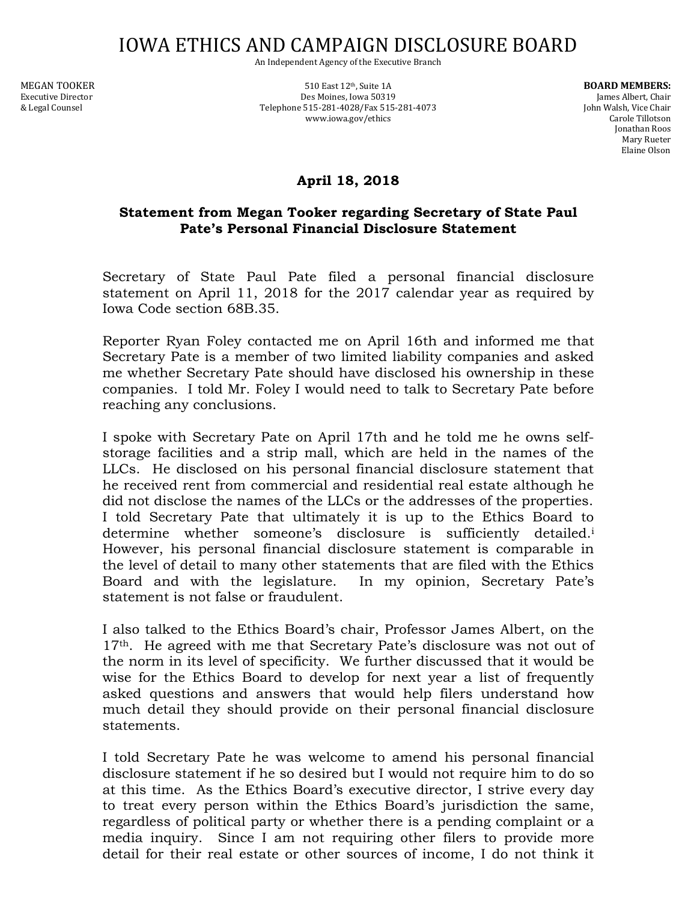# IOWA ETHICS AND CAMPAIGN DISCLOSURE BOARD

An Independent Agency of the Executive Branch

MEGAN TOOKER
Executive Director
& Legal Counsel

510 East 12th, Suite 1A
Des Moines, Iowa 50319
Telephone 515-281-4028/Fax 515-281-4073
www.iowa.gov/ethics

**BOARD MEMBERS:**
James Albert, Chair
John Walsh, Vice Chair
Carole Tillotson
Jonathan Roos
Mary Rueter
Elaine Olson

**April 18, 2018**

**Statement from Megan Tooker regarding Secretary of State Paul Pate's Personal Financial Disclosure Statement**

Secretary of State Paul Pate filed a personal financial disclosure statement on April 11, 2018 for the 2017 calendar year as required by Iowa Code section 68B.35.

Reporter Ryan Foley contacted me on April 16th and informed me that Secretary Pate is a member of two limited liability companies and asked me whether Secretary Pate should have disclosed his ownership in these companies. I told Mr. Foley I would need to talk to Secretary Pate before reaching any conclusions.

I spoke with Secretary Pate on April 17th and he told me he owns self-storage facilities and a strip mall, which are held in the names of the LLCs. He disclosed on his personal financial disclosure statement that he received rent from commercial and residential real estate although he did not disclose the names of the LLCs or the addresses of the properties. I told Secretary Pate that ultimately it is up to the Ethics Board to determine whether someone's disclosure is sufficiently detailed.[i] However, his personal financial disclosure statement is comparable in the level of detail to many other statements that are filed with the Ethics Board and with the legislature. In my opinion, Secretary Pate's statement is not false or fraudulent.

I also talked to the Ethics Board's chair, Professor James Albert, on the 17th. He agreed with me that Secretary Pate's disclosure was not out of the norm in its level of specificity. We further discussed that it would be wise for the Ethics Board to develop for next year a list of frequently asked questions and answers that would help filers understand how much detail they should provide on their personal financial disclosure statements.

I told Secretary Pate he was welcome to amend his personal financial disclosure statement if he so desired but I would not require him to do so at this time. As the Ethics Board's executive director, I strive every day to treat every person within the Ethics Board's jurisdiction the same, regardless of political party or whether there is a pending complaint or a media inquiry. Since I am not requiring other filers to provide more detail for their real estate or other sources of income, I do not think it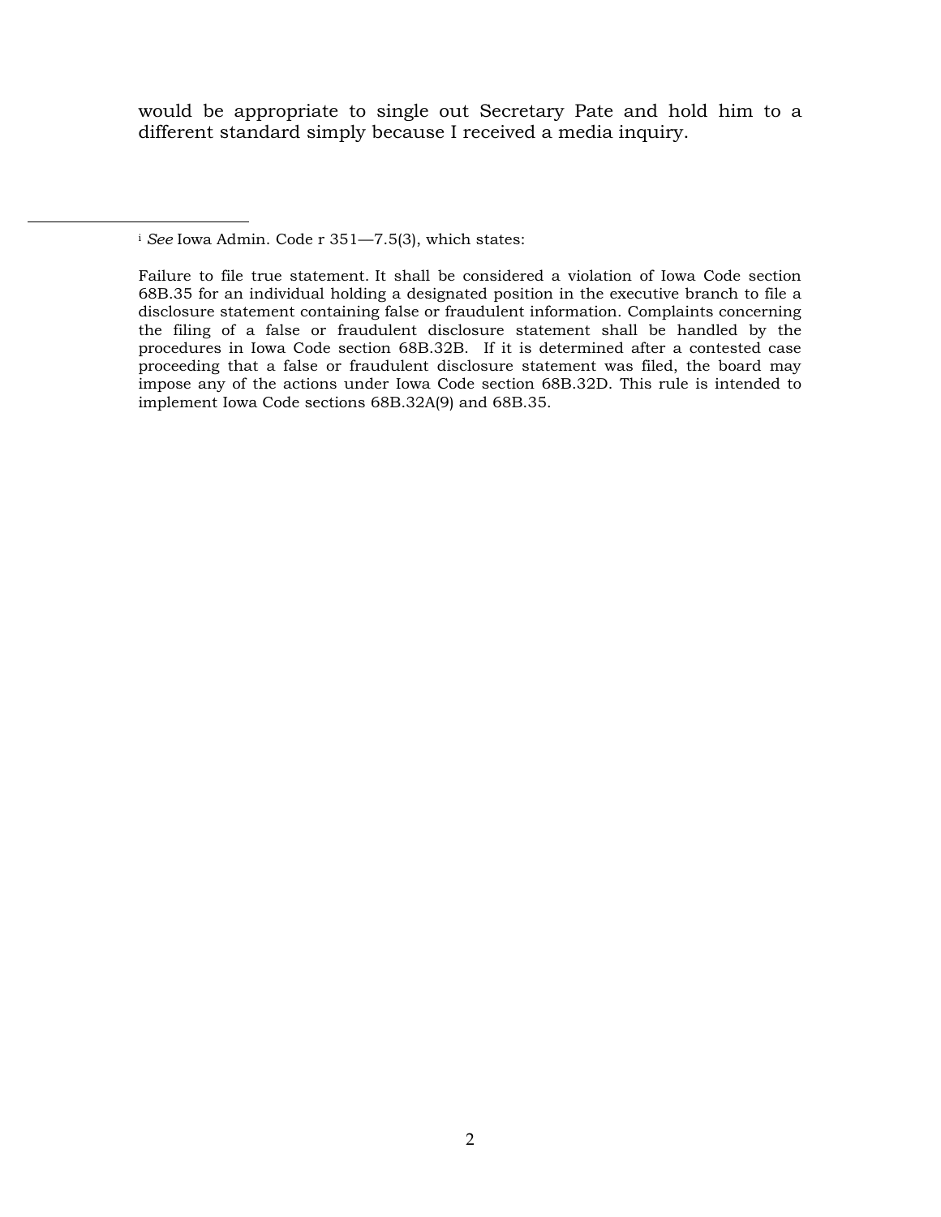would be appropriate to single out Secretary Pate and hold him to a different standard simply because I received a media inquiry.

---

[i] *See* Iowa Admin. Code r 351—7.5(3), which states:

Failure to file true statement. It shall be considered a violation of Iowa Code section 68B.35 for an individual holding a designated position in the executive branch to file a disclosure statement containing false or fraudulent information. Complaints concerning the filing of a false or fraudulent disclosure statement shall be handled by the procedures in Iowa Code section 68B.32B. If it is determined after a contested case proceeding that a false or fraudulent disclosure statement was filed, the board may impose any of the actions under Iowa Code section 68B.32D. This rule is intended to implement Iowa Code sections 68B.32A(9) and 68B.35.